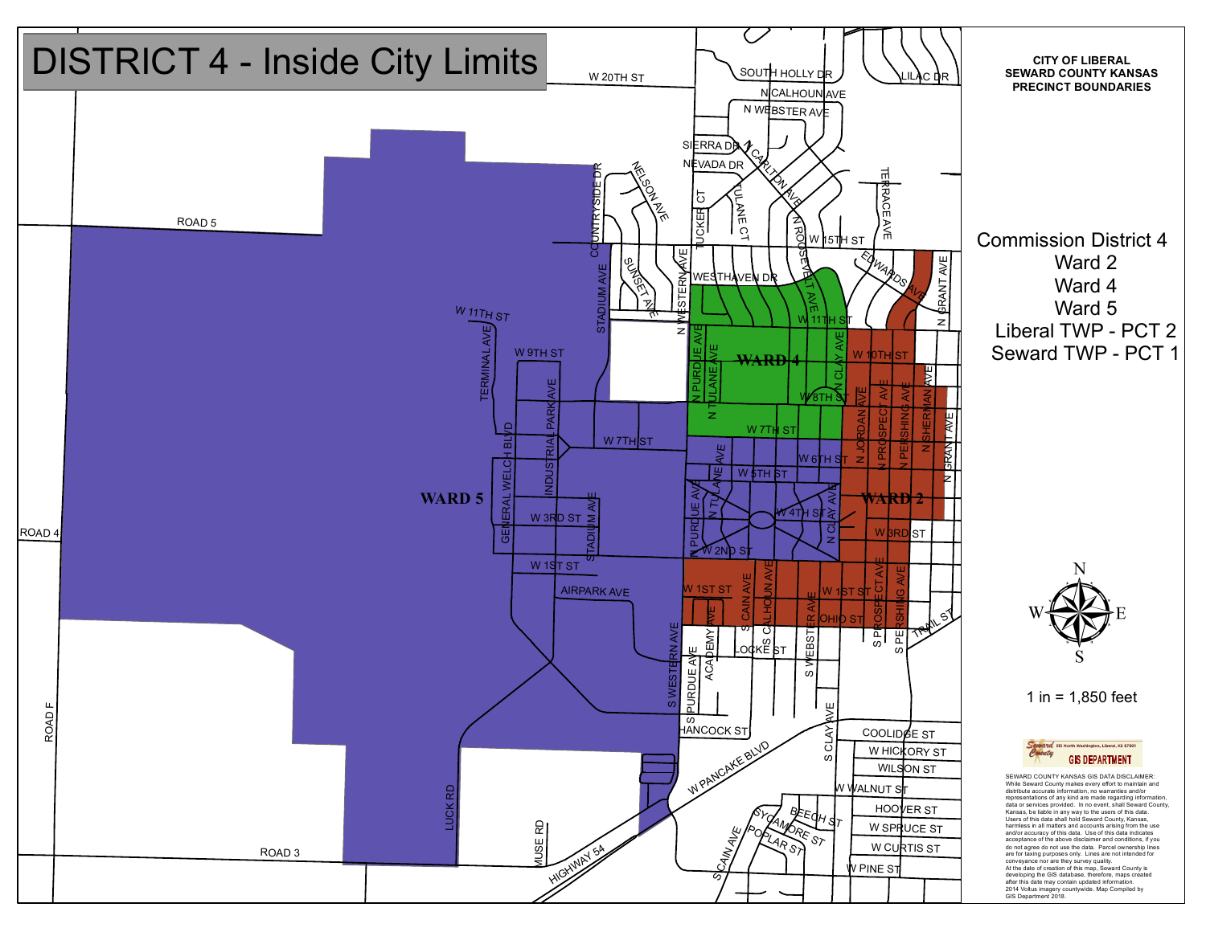# DISTRICT 4 - Inside City Limits

**CITY OF LIBERAL**
**SEWARD COUNTY KANSAS**
**PRECINCT BOUNDARIES**

Commission District 4
Ward 2
Ward 4
Ward 5
Liberal TWP - PCT 2
Seward TWP - PCT 1

WARD 5

WARD 4

WARD 2

1 in = 1,850 feet

GIS North Washington, Liberal, KS 67901
GIS DEPARTMENT

SEWARD COUNTY KANSAS GIS DATA DISCLAIMER:
While Seward County makes every effort to maintain and distribute accurate information, no warranties and/or representations of any kind are made regarding information, data or services provided. In no event, shall Seward County, Kansas, be liable in any way to the users of this data. Users of this data shall hold Seward County, Kansas, harmless in all matters and accounts arising from the use and/or accuracy of this data. Use of this data indicates acceptance of the above disclaimer and conditions, if you do not agree do not use the data. Parcel ownership lines are for taxing purposes only. Lines are not intended for conveyance nor are they survey quality.
At the date of creation of this map, Seward County is developing the GIS database, therefore, maps created after this date may contain updated information.
2014 Voltus imagery countywide. Map Compiled by GIS Department 2018.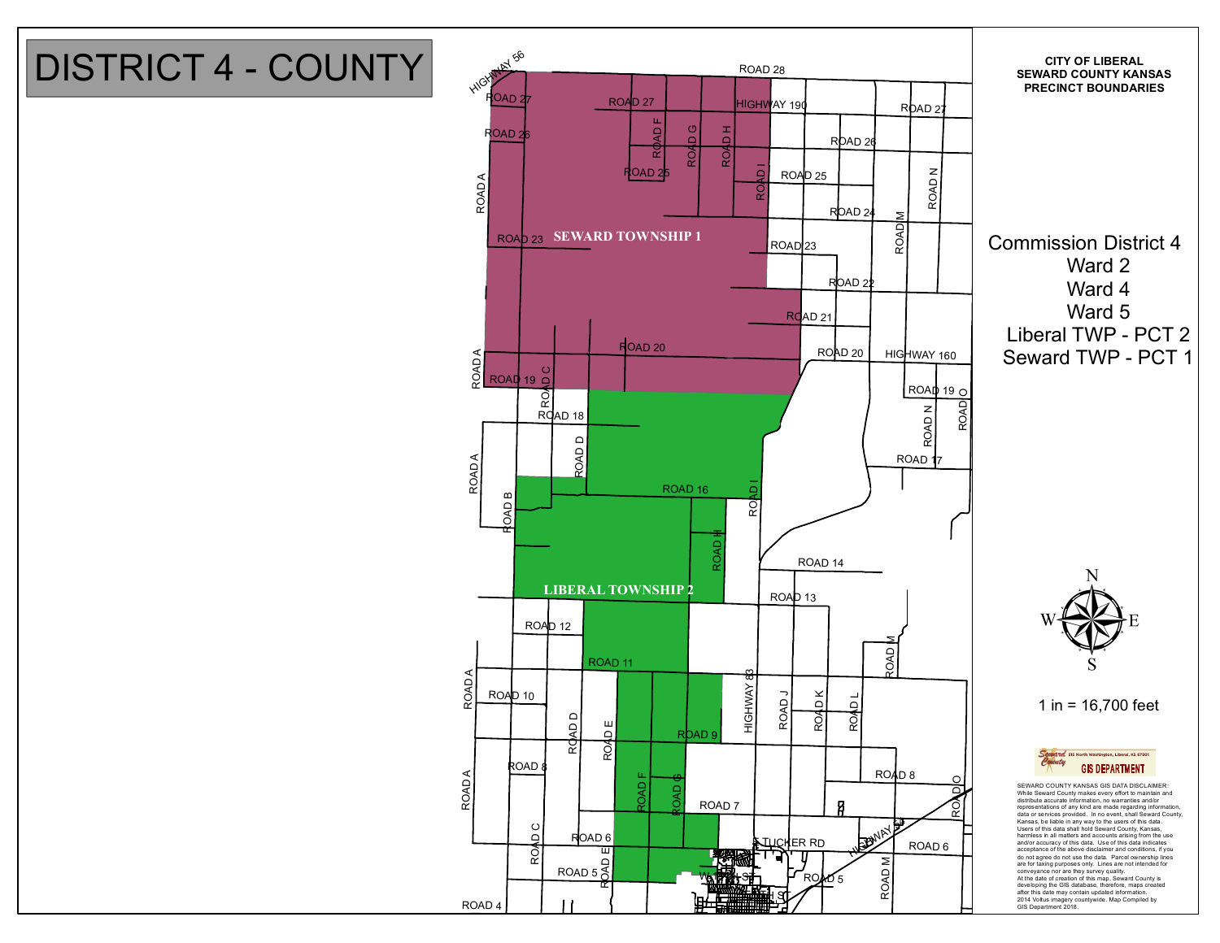# DISTRICT 4 - COUNTY

**CITY OF LIBERAL**
**SEWARD COUNTY KANSAS**
**PRECINCT BOUNDARIES**

Commission District 4
Ward 2
Ward 4
Ward 5
Liberal TWP - PCT 2
Seward TWP - PCT 1

SEWARD TOWNSHIP 1

LIBERAL TOWNSHIP 2

HIGHWAY 56
ROAD 28
ROAD 27
HIGHWAY 190
ROAD 26
ROAD 25
ROAD 24
ROAD 23
ROAD 22
ROAD 21
ROAD 20
HIGHWAY 160
ROAD 19
ROAD 18
ROAD 17
ROAD 16
ROAD 14
ROAD 13
ROAD 12
ROAD 11
ROAD 10
ROAD 9
ROAD 8
ROAD 7
ROAD 6
ROAD 5
ROAD 4
TUCKER RD
HIGHWAY 54
HIGHWAY 83
ROAD A
ROAD B
ROAD C
ROAD D
ROAD E
ROAD F
ROAD G
ROAD H
ROAD I
ROAD J
ROAD K
ROAD L
ROAD M
ROAD N
ROAD O

N
W
E
S

1 in = 16,700 feet

Seward County GIS North Washington, Liberal, KS 67901
GIS DEPARTMENT

SEWARD COUNTY KANSAS GIS DATA DISCLAIMER:
While Seward County makes every effort to maintain and distribute accurate information, no warranties and/or representations of any kind are made regarding information, data or services provided. In no event, shall Seward County, Kansas, be liable in any way to the users of this data. Users of this data shall hold Seward County, Kansas, harmless in all matters and accounts arising from the use and/or accuracy of this data. Use of this data indicates acceptance of the above disclaimer and conditions, if you do not agree do not use the data. Parcel ownership lines are for taxing purposes only. Lines are not intended for conveyance nor are they survey quality.
At the date of creation of this map, Seward County is developing the GIS database, therefore, maps created after this date may contain updated information.
2014 Voltus imagery countywide. Map Compiled by GIS Department 2018.